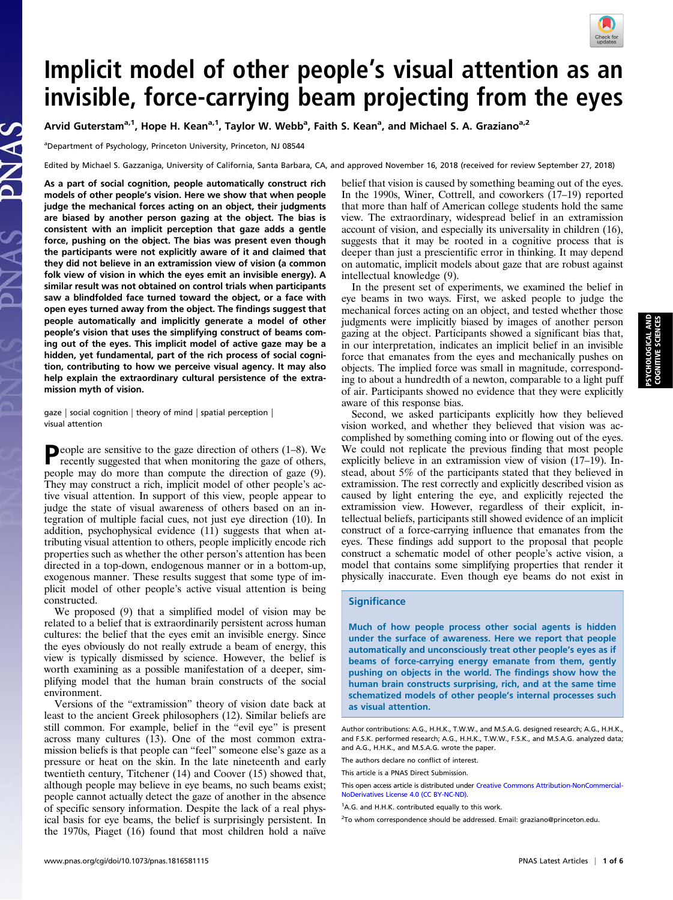# Implicit model of other people's visual attention as an invisible, force-carrying beam projecting from the eyes

Arvid Guterstam[a,1], Hope H. Kean[a,1], Taylor W. Webb[a], Faith S. Kean[a], and Michael S. A. Graziano[a,2]

[a]Department of Psychology, Princeton University, Princeton, NJ 08544

Edited by Michael S. Gazzaniga, University of California, Santa Barbara, CA, and approved November 16, 2018 (received for review September 27, 2018)

**As a part of social cognition, people automatically construct rich models of other people's vision. Here we show that when people judge the mechanical forces acting on an object, their judgments are biased by another person gazing at the object. The bias is consistent with an implicit perception that gaze adds a gentle force, pushing on the object. The bias was present even though the participants were not explicitly aware of it and claimed that they did not believe in an extramission view of vision (a common folk view of vision in which the eyes emit an invisible energy). A similar result was not obtained on control trials when participants saw a blindfolded face turned toward the object, or a face with open eyes turned away from the object. The findings suggest that people automatically and implicitly generate a model of other people's vision that uses the simplifying construct of beams coming out of the eyes. This implicit model of active gaze may be a hidden, yet fundamental, part of the rich process of social cognition, contributing to how we perceive visual agency. It may also help explain the extraordinary cultural persistence of the extramission myth of vision.**

gaze | social cognition | theory of mind | spatial perception | visual attention

People are sensitive to the gaze direction of others (1–8). We recently suggested that when monitoring the gaze of others, people may do more than compute the direction of gaze (9). They may construct a rich, implicit model of other people's active visual attention. In support of this view, people appear to judge the state of visual awareness of others based on an integration of multiple facial cues, not just eye direction (10). In addition, psychophysical evidence (11) suggests that when attributing visual attention to others, people implicitly encode rich properties such as whether the other person's attention has been directed in a top-down, endogenous manner or in a bottom-up, exogenous manner. These results suggest that some type of implicit model of other people's active visual attention is being constructed.

We proposed (9) that a simplified model of vision may be related to a belief that is extraordinarily persistent across human cultures: the belief that the eyes emit an invisible energy. Since the eyes obviously do not really extrude a beam of energy, this view is typically dismissed by science. However, the belief is worth examining as a possible manifestation of a deeper, simplifying model that the human brain constructs of the social environment.

Versions of the "extramission" theory of vision date back at least to the ancient Greek philosophers (12). Similar beliefs are still common. For example, belief in the "evil eye" is present across many cultures (13). One of the most common extramission beliefs is that people can "feel" someone else's gaze as a pressure or heat on the skin. In the late nineteenth and early twentieth century, Titchener (14) and Coover (15) showed that, although people may believe in eye beams, no such beams exist; people cannot actually detect the gaze of another in the absence of specific sensory information. Despite the lack of a real physical basis for eye beams, the belief is surprisingly persistent. In the 1970s, Piaget (16) found that most children hold a naïve belief that vision is caused by something beaming out of the eyes. In the 1990s, Winer, Cottrell, and coworkers (17–19) reported that more than half of American college students hold the same view. The extraordinary, widespread belief in an extramission account of vision, and especially its universality in children (16), suggests that it may be rooted in a cognitive process that is deeper than just a prescientific error in thinking. It may depend on automatic, implicit models about gaze that are robust against intellectual knowledge (9).

In the present set of experiments, we examined the belief in eye beams in two ways. First, we asked people to judge the mechanical forces acting on an object, and tested whether those judgments were implicitly biased by images of another person gazing at the object. Participants showed a significant bias that, in our interpretation, indicates an implicit belief in an invisible force that emanates from the eyes and mechanically pushes on objects. The implied force was small in magnitude, corresponding to about a hundredth of a newton, comparable to a light puff of air. Participants showed no evidence that they were explicitly aware of this response bias.

Second, we asked participants explicitly how they believed vision worked, and whether they believed that vision was accomplished by something coming into or flowing out of the eyes. We could not replicate the previous finding that most people explicitly believe in an extramission view of vision (17–19). Instead, about 5% of the participants stated that they believed in extramission. The rest correctly and explicitly described vision as caused by light entering the eye, and explicitly rejected the extramission view. However, regardless of their explicit, intellectual beliefs, participants still showed evidence of an implicit construct of a force-carrying influence that emanates from the eyes. These findings add support to the proposal that people construct a schematic model of other people's active vision, a model that contains some simplifying properties that render it physically inaccurate. Even though eye beams do not exist in

## Significance

Much of how people process other social agents is hidden under the surface of awareness. Here we report that people automatically and unconsciously treat other people's eyes as if beams of force-carrying energy emanate from them, gently pushing on objects in the world. The findings show how the human brain constructs surprising, rich, and at the same time schematized models of other people's internal processes such as visual attention.

Author contributions: A.G., H.H.K., T.W.W., and M.S.A.G. designed research; A.G., H.H.K., and F.S.K. performed research; A.G., H.H.K., T.W.W., F.S.K., and M.S.A.G. analyzed data; and A.G., H.H.K., and M.S.A.G. wrote the paper.

The authors declare no conflict of interest.

This article is a PNAS Direct Submission.

This open access article is distributed under Creative Commons Attribution-NonCommercial-NoDerivatives License 4.0 (CC BY-NC-ND).

[1]A.G. and H.H.K. contributed equally to this work.

[2]To whom correspondence should be addressed. Email: graziano@princeton.edu.

www.pnas.org/cgi/doi/10.1073/pnas.1816581115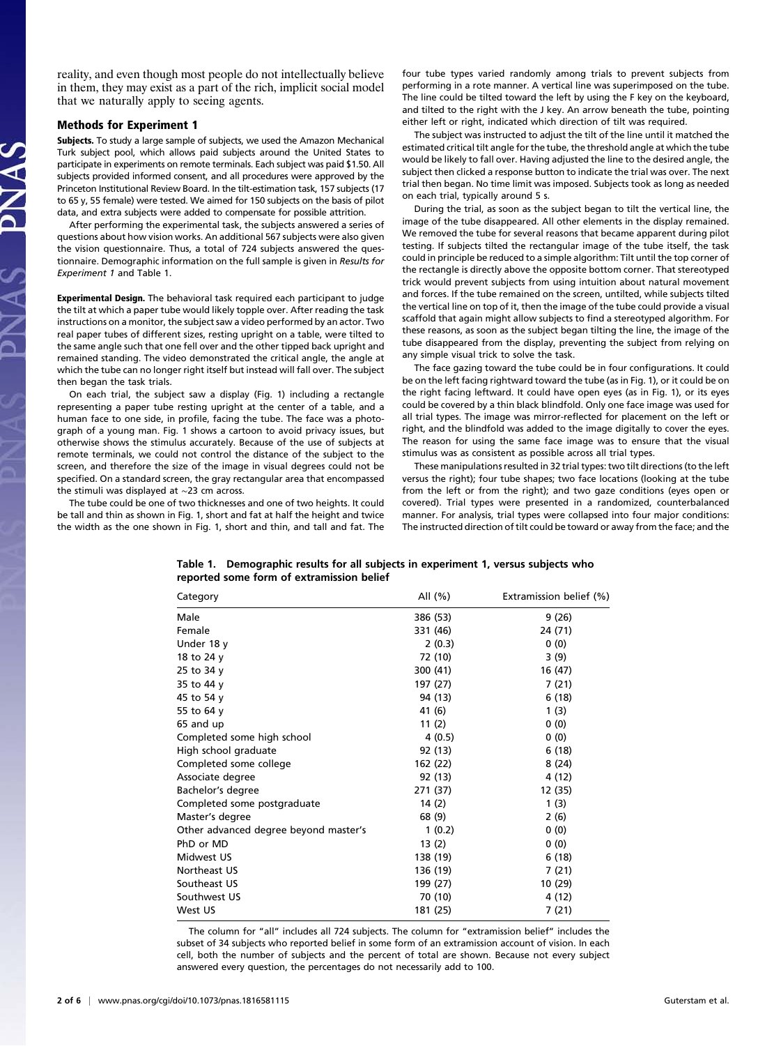reality, and even though most people do not intellectually believe in them, they may exist as a part of the rich, implicit social model that we naturally apply to seeing agents.

## Methods for Experiment 1

**Subjects.** To study a large sample of subjects, we used the Amazon Mechanical Turk subject pool, which allows paid subjects around the United States to participate in experiments on remote terminals. Each subject was paid $1.50. All subjects provided informed consent, and all procedures were approved by the Princeton Institutional Review Board. In the tilt-estimation task, 157 subjects (17 to 65 y, 55 female) were tested. We aimed for 150 subjects on the basis of pilot data, and extra subjects were added to compensate for possible attrition.

After performing the experimental task, the subjects answered a series of questions about how vision works. An additional 567 subjects were also given the vision questionnaire. Thus, a total of 724 subjects answered the questionnaire. Demographic information on the full sample is given in *Results for Experiment 1* and Table 1.

**Experimental Design.** The behavioral task required each participant to judge the tilt at which a paper tube would likely topple over. After reading the task instructions on a monitor, the subject saw a video performed by an actor. Two real paper tubes of different sizes, resting upright on a table, were tilted to the same angle such that one fell over and the other tipped back upright and remained standing. The video demonstrated the critical angle, the angle at which the tube can no longer right itself but instead will fall over. The subject then began the task trials.

On each trial, the subject saw a display (Fig. 1) including a rectangle representing a paper tube resting upright at the center of a table, and a human face to one side, in profile, facing the tube. The face was a photograph of a young man. Fig. 1 shows a cartoon to avoid privacy issues, but otherwise shows the stimulus accurately. Because of the use of subjects at remote terminals, we could not control the distance of the subject to the screen, and therefore the size of the image in visual degrees could not be specified. On a standard screen, the gray rectangular area that encompassed the stimuli was displayed at ~23 cm across.

The tube could be one of two thicknesses and one of two heights. It could be tall and thin as shown in Fig. 1, short and fat at half the height and twice the width as the one shown in Fig. 1, short and thin, and tall and fat. The four tube types varied randomly among trials to prevent subjects from performing in a rote manner. A vertical line was superimposed on the tube. The line could be tilted toward the left by using the F key on the keyboard, and tilted to the right with the J key. An arrow beneath the tube, pointing either left or right, indicated which direction of tilt was required.

The subject was instructed to adjust the tilt of the line until it matched the estimated critical tilt angle for the tube, the threshold angle at which the tube would be likely to fall over. Having adjusted the line to the desired angle, the subject then clicked a response button to indicate the trial was over. The next trial then began. No time limit was imposed. Subjects took as long as needed on each trial, typically around 5 s.

During the trial, as soon as the subject began to tilt the vertical line, the image of the tube disappeared. All other elements in the display remained. We removed the tube for several reasons that became apparent during pilot testing. If subjects tilted the rectangular image of the tube itself, the task could in principle be reduced to a simple algorithm: Tilt until the top corner of the rectangle is directly above the opposite bottom corner. That stereotyped trick would prevent subjects from using intuition about natural movement and forces. If the tube remained on the screen, untilted, while subjects tilted the vertical line on top of it, then the image of the tube could provide a visual scaffold that again might allow subjects to find a stereotyped algorithm. For these reasons, as soon as the subject began tilting the line, the image of the tube disappeared from the display, preventing the subject from relying on any simple visual trick to solve the task.

The face gazing toward the tube could be in four configurations. It could be on the left facing rightward toward the tube (as in Fig. 1), or it could be on the right facing leftward. It could have open eyes (as in Fig. 1), or its eyes could be covered by a thin black blindfold. Only one face image was used for all trial types. The image was mirror-reflected for placement on the left or right, and the blindfold was added to the image digitally to cover the eyes. The reason for using the same face image was to ensure that the visual stimulus was as consistent as possible across all trial types.

These manipulations resulted in 32 trial types: two tilt directions (to the left versus the right); four tube shapes; two face locations (looking at the tube from the left or from the right); and two gaze conditions (eyes open or covered). Trial types were presented in a randomized, counterbalanced manner. For analysis, trial types were collapsed into four major conditions: The instructed direction of tilt could be toward or away from the face; and the

**Table 1. Demographic results for all subjects in experiment 1, versus subjects who reported some form of extramission belief**

| Category | All (%) | Extramission belief (%) |
|---|---|---|
| Male | 386 (53) | 9 (26) |
| Female | 331 (46) | 24 (71) |
| Under 18 y | 2 (0.3) | 0 (0) |
| 18 to 24 y | 72 (10) | 3 (9) |
| 25 to 34 y | 300 (41) | 16 (47) |
| 35 to 44 y | 197 (27) | 7 (21) |
| 45 to 54 y | 94 (13) | 6 (18) |
| 55 to 64 y | 41 (6) | 1 (3) |
| 65 and up | 11 (2) | 0 (0) |
| Completed some high school | 4 (0.5) | 0 (0) |
| High school graduate | 92 (13) | 6 (18) |
| Completed some college | 162 (22) | 8 (24) |
| Associate degree | 92 (13) | 4 (12) |
| Bachelor's degree | 271 (37) | 12 (35) |
| Completed some postgraduate | 14 (2) | 1 (3) |
| Master's degree | 68 (9) | 2 (6) |
| Other advanced degree beyond master's | 1 (0.2) | 0 (0) |
| PhD or MD | 13 (2) | 0 (0) |
| Midwest US | 138 (19) | 6 (18) |
| Northeast US | 136 (19) | 7 (21) |
| Southeast US | 199 (27) | 10 (29) |
| Southwest US | 70 (10) | 4 (12) |
| West US | 181 (25) | 7 (21) |

The column for "all" includes all 724 subjects. The column for "extramission belief" includes the subset of 34 subjects who reported belief in some form of an extramission account of vision. In each cell, both the number of subjects and the percent of total are shown. Because not every subject answered every question, the percentages do not necessarily add to 100.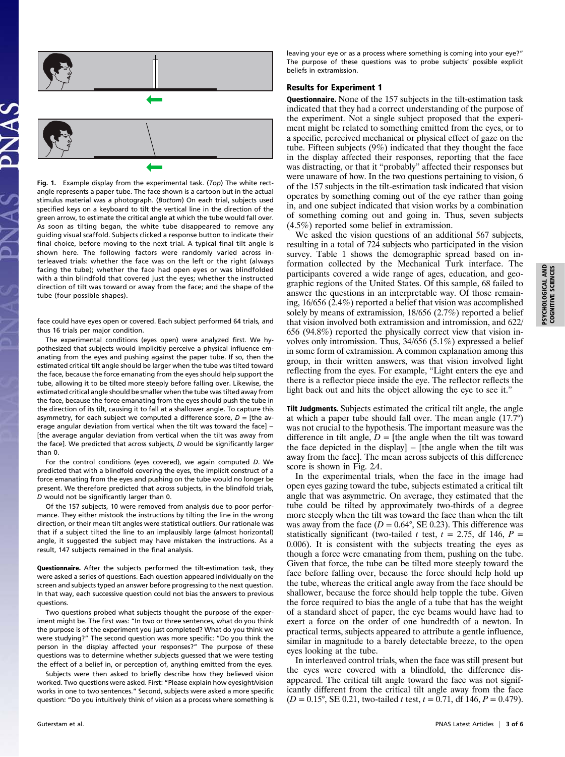Fig. 1. Example display from the experimental task. (*Top*) The white rectangle represents a paper tube. The face shown is a cartoon but in the actual stimulus material was a photograph. (*Bottom*) On each trial, subjects used specified keys on a keyboard to tilt the vertical line in the direction of the green arrow, to estimate the critical angle at which the tube would fall over. As soon as tilting began, the white tube disappeared to remove any guiding visual scaffold. Subjects clicked a response button to indicate their final choice, before moving to the next trial. A typical final tilt angle is shown here. The following factors were randomly varied across interleaved trials: whether the face was on the left or the right (always facing the tube); whether the face had open eyes or was blindfolded with a thin blindfold that covered just the eyes; whether the instructed direction of tilt was toward or away from the face; and the shape of the tube (four possible shapes).

face could have eyes open or covered. Each subject performed 64 trials, and thus 16 trials per major condition.

The experimental conditions (eyes open) were analyzed first. We hypothesized that subjects would implicitly perceive a physical influence emanating from the eyes and pushing against the paper tube. If so, then the estimated critical tilt angle should be larger when the tube was tilted toward the face, because the force emanating from the eyes should help support the tube, allowing it to be tilted more steeply before falling over. Likewise, the estimated critical angle should be smaller when the tube was tilted away from the face, because the force emanating from the eyes should push the tube in the direction of its tilt, causing it to fall at a shallower angle. To capture this asymmetry, for each subject we computed a difference score, $D$ = [the average angular deviation from vertical when the tilt was toward the face] − [the average angular deviation from vertical when the tilt was away from the face]. We predicted that across subjects, $D$ would be significantly larger than 0.

For the control conditions (eyes covered), we again computed $D$. We predicted that with a blindfold covering the eyes, the implicit construct of a force emanating from the eyes and pushing on the tube would no longer be present. We therefore predicted that across subjects, in the blindfold trials, $D$ would not be significantly larger than 0.

Of the 157 subjects, 10 were removed from analysis due to poor performance. They either mistook the instructions by tilting the line in the wrong direction, or their mean tilt angles were statistical outliers. Our rationale was that if a subject tilted the line to an implausibly large (almost horizontal) angle, it suggested the subject may have mistaken the instructions. As a result, 147 subjects remained in the final analysis.

**Questionnaire.** After the subjects performed the tilt-estimation task, they were asked a series of questions. Each question appeared individually on the screen and subjects typed an answer before progressing to the next question. In that way, each successive question could not bias the answers to previous questions.

Two questions probed what subjects thought the purpose of the experiment might be. The first was: "In two or three sentences, what do you think the purpose is of the experiment you just completed? What do you think we were studying?" The second question was more specific: "Do you think the person in the display affected your responses?" The purpose of these questions was to determine whether subjects guessed that we were testing the effect of a belief in, or perception of, anything emitted from the eyes.

Subjects were then asked to briefly describe how they believed vision worked. Two questions were asked. First: "Please explain how eyesight/vision works in one to two sentences." Second, subjects were asked a more specific question: "Do you intuitively think of vision as a process where something is leaving your eye or as a process where something is coming into your eye?" The purpose of these questions was to probe subjects' possible explicit beliefs in extramission.

## Results for Experiment 1

**Questionnaire.** None of the 157 subjects in the tilt-estimation task indicated that they had a correct understanding of the purpose of the experiment. Not a single subject proposed that the experiment might be related to something emitted from the eyes, or to a specific, perceived mechanical or physical effect of gaze on the tube. Fifteen subjects (9%) indicated that they thought the face in the display affected their responses, reporting that the face was distracting, or that it "probably" affected their responses but were unaware of how. In the two questions pertaining to vision, 6 of the 157 subjects in the tilt-estimation task indicated that vision operates by something coming out of the eye rather than going in, and one subject indicated that vision works by a combination of something coming out and going in. Thus, seven subjects (4.5%) reported some belief in extramission.

We asked the vision questions of an additional 567 subjects, resulting in a total of 724 subjects who participated in the vision survey. Table 1 shows the demographic spread based on information collected by the Mechanical Turk interface. The participants covered a wide range of ages, education, and geographic regions of the United States. Of this sample, 68 failed to answer the questions in an interpretable way. Of those remaining, 16/656 (2.4%) reported a belief that vision was accomplished solely by means of extramission, 18/656 (2.7%) reported a belief that vision involved both extramission and intromission, and 622/656 (94.8%) reported the physically correct view that vision involves only intromission. Thus, 34/656 (5.1%) expressed a belief in some form of extramission. A common explanation among this group, in their written answers, was that vision involved light reflecting from the eyes. For example, "Light enters the eye and there is a reflector piece inside the eye. The reflector reflects the light back out and hits the object allowing the eye to see it."

**Tilt Judgments.** Subjects estimated the critical tilt angle, the angle at which a paper tube should fall over. The mean angle (17.7°) was not crucial to the hypothesis. The important measure was the difference in tilt angle, $D$ = [the angle when the tilt was toward the face depicted in the display] − [the angle when the tilt was away from the face]. The mean across subjects of this difference score is shown in Fig. 2*A*.

In the experimental trials, when the face in the image had open eyes gazing toward the tube, subjects estimated a critical tilt angle that was asymmetric. On average, they estimated that the tube could be tilted by approximately two-thirds of a degree more steeply when the tilt was toward the face than when the tilt was away from the face ($D = 0.64°$, SE 0.23). This difference was statistically significant (two-tailed $t$ test, $t = 2.75$, df 146, $P = 0.006$). It is consistent with the subjects treating the eyes as though a force were emanating from them, pushing on the tube. Given that force, the tube can be tilted more steeply toward the face before falling over, because the force should help hold up the tube, whereas the critical angle away from the face should be shallower, because the force should help topple the tube. Given the force required to bias the angle of a tube that has the weight of a standard sheet of paper, the eye beams would have had to exert a force on the order of one hundredth of a newton. In practical terms, subjects appeared to attribute a gentle influence, similar in magnitude to a barely detectable breeze, to the open eyes looking at the tube.

In interleaved control trials, when the face was still present but the eyes were covered with a blindfold, the difference disappeared. The critical tilt angle toward the face was not significantly different from the critical tilt angle away from the face ($D = 0.15°$, SE 0.21, two-tailed $t$ test, $t = 0.71$, df 146, $P = 0.479$).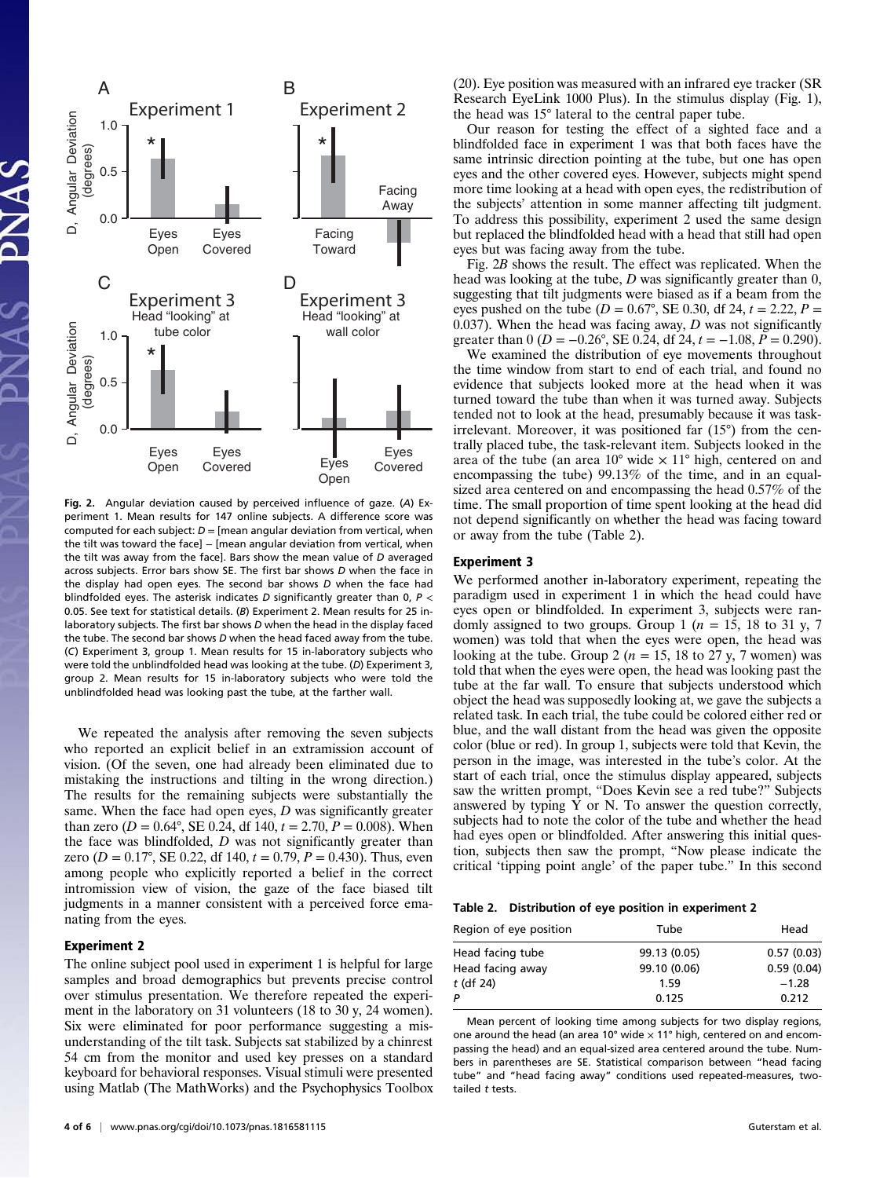**Fig. 2.** Angular deviation caused by perceived influence of gaze. (*A*) Experiment 1. Mean results for 147 online subjects. A difference score was computed for each subject: $D$ = [mean angular deviation from vertical, when the tilt was toward the face] − [mean angular deviation from vertical, when the tilt was away from the face]. Bars show the mean value of $D$ averaged across subjects. Error bars show SE. The first bar shows $D$ when the face in the display had open eyes. The second bar shows $D$ when the face had blindfolded eyes. The asterisk indicates $D$ significantly greater than 0, $P < 0.05$. See text for statistical details. (*B*) Experiment 2. Mean results for 25 in-laboratory subjects. The first bar shows $D$ when the head in the display faced the tube. The second bar shows $D$ when the head faced away from the tube. (*C*) Experiment 3, group 1. Mean results for 15 in-laboratory subjects who were told the unblindfolded head was looking at the tube. (*D*) Experiment 3, group 2. Mean results for 15 in-laboratory subjects who were told the unblindfolded head was looking past the tube, at the farther wall.

We repeated the analysis after removing the seven subjects who reported an explicit belief in an extramission account of vision. (Of the seven, one had already been eliminated due to mistaking the instructions and tilting in the wrong direction.) The results for the remaining subjects were substantially the same. When the face had open eyes, $D$ was significantly greater than zero ($D = 0.64°$, SE 0.24, df 140, $t = 2.70$, $P = 0.008$). When the face was blindfolded, $D$ was not significantly greater than zero ($D = 0.17°$, SE 0.22, df 140, $t = 0.79$, $P = 0.430$). Thus, even among people who explicitly reported a belief in the correct intromission view of vision, the gaze of the face biased tilt judgments in a manner consistent with a perceived force emanating from the eyes.

### Experiment 2

The online subject pool used in experiment 1 is helpful for large samples and broad demographics but prevents precise control over stimulus presentation. We therefore repeated the experiment in the laboratory on 31 volunteers (18 to 30 y, 24 women). Six were eliminated for poor performance suggesting a misunderstanding of the tilt task. Subjects sat stabilized by a chinrest 54 cm from the monitor and used key presses on a standard keyboard for behavioral responses. Visual stimuli were presented using Matlab (The MathWorks) and the Psychophysics Toolbox (20). Eye position was measured with an infrared eye tracker (SR Research EyeLink 1000 Plus). In the stimulus display (Fig. 1), the head was 15° lateral to the central paper tube.

Our reason for testing the effect of a sighted face and a blindfolded face in experiment 1 was that both faces have the same intrinsic direction pointing at the tube, but one has open eyes and the other covered eyes. However, subjects might spend more time looking at a head with open eyes, the redistribution of the subjects' attention in some manner affecting tilt judgment. To address this possibility, experiment 2 used the same design but replaced the blindfolded head with a head that still had open eyes but was facing away from the tube.

Fig. 2*B* shows the result. The effect was replicated. When the head was looking at the tube, $D$ was significantly greater than 0, suggesting that tilt judgments were biased as if a beam from the eyes pushed on the tube ($D = 0.67°$, SE 0.30, df 24, $t = 2.22$, $P = 0.037$). When the head was facing away, $D$ was not significantly greater than 0 ($D = -0.26°$, SE 0.24, df 24, $t = -1.08$, $P = 0.290$).

We examined the distribution of eye movements throughout the time window from start to end of each trial, and found no evidence that subjects looked more at the head when it was turned toward the tube than when it was turned away. Subjects tended not to look at the head, presumably because it was task-irrelevant. Moreover, it was positioned far (15°) from the centrally placed tube, the task-relevant item. Subjects looked in the area of the tube (an area 10° wide × 11° high, centered on and encompassing the tube) 99.13% of the time, and in an equal-sized area centered on and encompassing the head 0.57% of the time. The small proportion of time spent looking at the head did not depend significantly on whether the head was facing toward or away from the tube (Table 2).

### Experiment 3

We performed another in-laboratory experiment, repeating the paradigm used in experiment 1 in which the head could have eyes open or blindfolded. In experiment 3, subjects were randomly assigned to two groups. Group 1 ($n = 15$, 18 to 31 y, 7 women) was told that when the eyes were open, the head was looking at the tube. Group 2 ($n = 15$, 18 to 27 y, 7 women) was told that when the eyes were open, the head was looking past the tube at the far wall. To ensure that subjects understood which object the head was supposedly looking at, we gave the subjects a related task. In each trial, the tube could be colored either red or blue, and the wall distant from the head was given the opposite color (blue or red). In group 1, subjects were told that Kevin, the person in the image, was interested in the tube's color. At the start of each trial, once the stimulus display appeared, subjects saw the written prompt, "Does Kevin see a red tube?" Subjects answered by typing Y or N. To answer the question correctly, subjects had to note the color of the tube and whether the head had eyes open or blindfolded. After answering this initial question, subjects then saw the prompt, "Now please indicate the critical 'tipping point angle' of the paper tube." In this second

**Table 2. Distribution of eye position in experiment 2**

| Region of eye position | Tube | Head |
|---|---|---|
| Head facing tube | 99.13 (0.05) | 0.57 (0.03) |
| Head facing away | 99.10 (0.06) | 0.59 (0.04) |
| $t$ (df 24) | 1.59 | −1.28 |
| $P$ | 0.125 | 0.212 |

Mean percent of looking time among subjects for two display regions, one around the head (an area 10° wide × 11° high, centered on and encompassing the head) and an equal-sized area centered around the tube. Numbers in parentheses are SE. Statistical comparison between "head facing tube" and "head facing away" conditions used repeated-measures, two-tailed $t$ tests.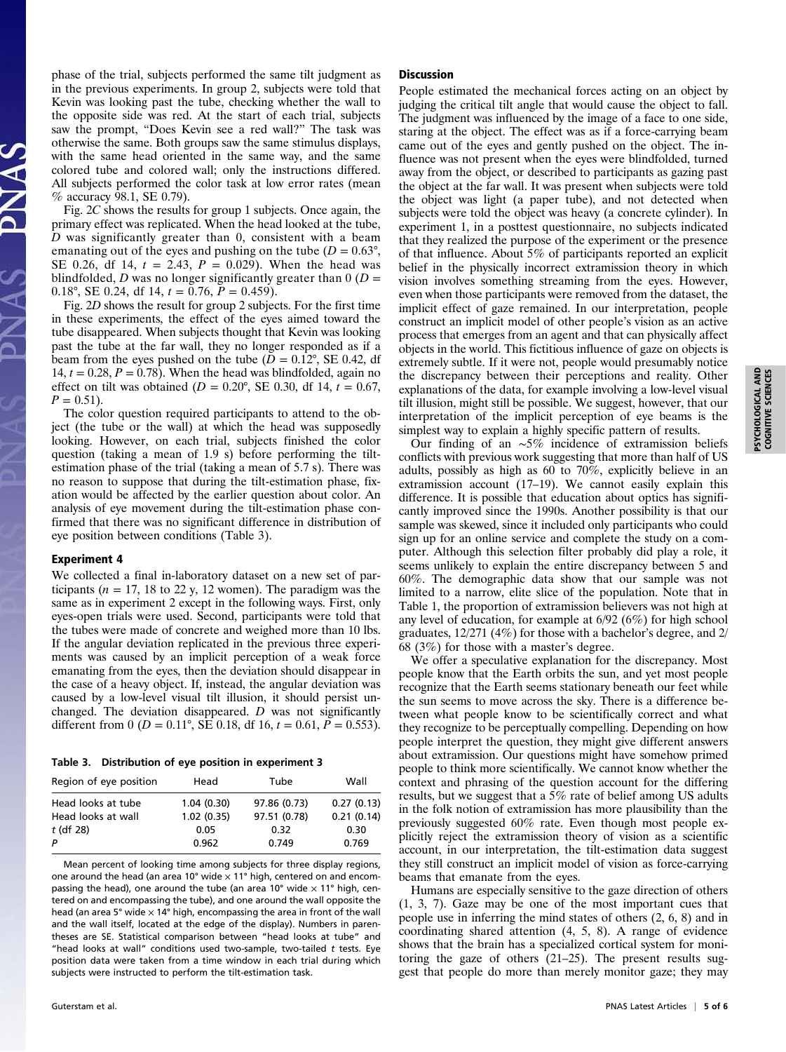phase of the trial, subjects performed the same tilt judgment as in the previous experiments. In group 2, subjects were told that Kevin was looking past the tube, checking whether the wall to the opposite side was red. At the start of each trial, subjects saw the prompt, "Does Kevin see a red wall?" The task was otherwise the same. Both groups saw the same stimulus displays, with the same head oriented in the same way, and the same colored tube and colored wall; only the instructions differed. All subjects performed the color task at low error rates (mean % accuracy 98.1, SE 0.79).

Fig. 2*C* shows the results for group 1 subjects. Once again, the primary effect was replicated. When the head looked at the tube, $D$ was significantly greater than 0, consistent with a beam emanating out of the eyes and pushing on the tube ($D = 0.63°$, SE 0.26, df 14, $t = 2.43$, $P = 0.029$). When the head was blindfolded, $D$ was no longer significantly greater than 0 ($D = 0.18°$, SE 0.24, df 14, $t = 0.76$, $P = 0.459$).

Fig. 2*D* shows the result for group 2 subjects. For the first time in these experiments, the effect of the eyes aimed toward the tube disappeared. When subjects thought that Kevin was looking past the tube at the far wall, they no longer responded as if a beam from the eyes pushed on the tube ($D = 0.12°$, SE 0.42, df 14, $t = 0.28$, $P = 0.78$). When the head was blindfolded, again no effect on tilt was obtained ($D = 0.20°$, SE 0.30, df 14, $t = 0.67$, $P = 0.51$).

The color question required participants to attend to the object (the tube or the wall) at which the head was supposedly looking. However, on each trial, subjects finished the color question (taking a mean of 1.9 s) before performing the tilt-estimation phase of the trial (taking a mean of 5.7 s). There was no reason to suppose that during the tilt-estimation phase, fixation would be affected by the earlier question about color. An analysis of eye movement during the tilt-estimation phase confirmed that there was no significant difference in distribution of eye position between conditions (Table 3).

### Experiment 4

We collected a final in-laboratory dataset on a new set of participants ($n = 17$, 18 to 22 y, 12 women). The paradigm was the same as in experiment 2 except in the following ways. First, only eyes-open trials were used. Second, participants were told that the tubes were made of concrete and weighed more than 10 lbs. If the angular deviation replicated in the previous three experiments was caused by an implicit perception of a weak force emanating from the eyes, then the deviation should disappear in the case of a heavy object. If, instead, the angular deviation was caused by a low-level visual tilt illusion, it should persist unchanged. The deviation disappeared. $D$ was not significantly different from 0 ($D = 0.11°$, SE 0.18, df 16, $t = 0.61$, $P = 0.553$).

**Table 3. Distribution of eye position in experiment 3**

| Region of eye position | Head | Tube | Wall |
|---|---|---|---|
| Head looks at tube | 1.04 (0.30) | 97.86 (0.73) | 0.27 (0.13) |
| Head looks at wall | 1.02 (0.35) | 97.51 (0.78) | 0.21 (0.14) |
| $t$ (df 28) | 0.05 | 0.32 | 0.30 |
| $P$ | 0.962 | 0.749 | 0.769 |

Mean percent of looking time among subjects for three display regions, one around the head (an area 10° wide × 11° high, centered on and encompassing the head), one around the tube (an area 10° wide × 11° high, centered on and encompassing the tube), and one around the wall opposite the head (an area 5° wide × 14° high, encompassing the area in front of the wall and the wall itself, located at the edge of the display). Numbers in parentheses are SE. Statistical comparison between "head looks at tube" and "head looks at wall" conditions used two-sample, two-tailed $t$ tests. Eye position data were taken from a time window in each trial during which subjects were instructed to perform the tilt-estimation task.

## Discussion

People estimated the mechanical forces acting on an object by judging the critical tilt angle that would cause the object to fall. The judgment was influenced by the image of a face to one side, staring at the object. The effect was as if a force-carrying beam came out of the eyes and gently pushed on the object. The influence was not present when the eyes were blindfolded, turned away from the object, or described to participants as gazing past the object at the far wall. It was present when subjects were told the object was light (a paper tube), and not detected when subjects were told the object was heavy (a concrete cylinder). In experiment 1, in a posttest questionnaire, no subjects indicated that they realized the purpose of the experiment or the presence of that influence. About 5% of participants reported an explicit belief in the physically incorrect extramission theory in which vision involves something streaming from the eyes. However, even when those participants were removed from the dataset, the implicit effect of gaze remained. In our interpretation, people construct an implicit model of other people's vision as an active process that emerges from an agent and that can physically affect objects in the world. This fictitious influence of gaze on objects is extremely subtle. If it were not, people would presumably notice the discrepancy between their perceptions and reality. Other explanations of the data, for example involving a low-level visual tilt illusion, might still be possible. We suggest, however, that our interpretation of the implicit perception of eye beams is the simplest way to explain a highly specific pattern of results.

Our finding of an ~5% incidence of extramission beliefs conflicts with previous work suggesting that more than half of US adults, possibly as high as 60 to 70%, explicitly believe in an extramission account (17–19). We cannot easily explain this difference. It is possible that education about optics has significantly improved since the 1990s. Another possibility is that our sample was skewed, since it included only participants who could sign up for an online service and complete the study on a computer. Although this selection filter probably did play a role, it seems unlikely to explain the entire discrepancy between 5 and 60%. The demographic data show that our sample was not limited to a narrow, elite slice of the population. Note that in Table 1, the proportion of extramission believers was not high at any level of education, for example at 6/92 (6%) for high school graduates, 12/271 (4%) for those with a bachelor's degree, and 2/68 (3%) for those with a master's degree.

We offer a speculative explanation for the discrepancy. Most people know that the Earth orbits the sun, and yet most people recognize that the Earth seems stationary beneath our feet while the sun seems to move across the sky. There is a difference between what people know to be scientifically correct and what they recognize to be perceptually compelling. Depending on how people interpret the question, they might give different answers about extramission. Our questions might have somehow primed people to think more scientifically. We cannot know whether the context and phrasing of the question account for the differing results, but we suggest that a 5% rate of belief among US adults in the folk notion of extramission has more plausibility than the previously suggested 60% rate. Even though most people explicitly reject the extramission theory of vision as a scientific account, in our interpretation, the tilt-estimation data suggest they still construct an implicit model of vision as force-carrying beams that emanate from the eyes.

Humans are especially sensitive to the gaze direction of others (1, 3, 7). Gaze may be one of the most important cues that people use in inferring the mind states of others (2, 6, 8) and in coordinating shared attention (4, 5, 8). A range of evidence shows that the brain has a specialized cortical system for monitoring the gaze of others (21–25). The present results suggest that people do more than merely monitor gaze; they may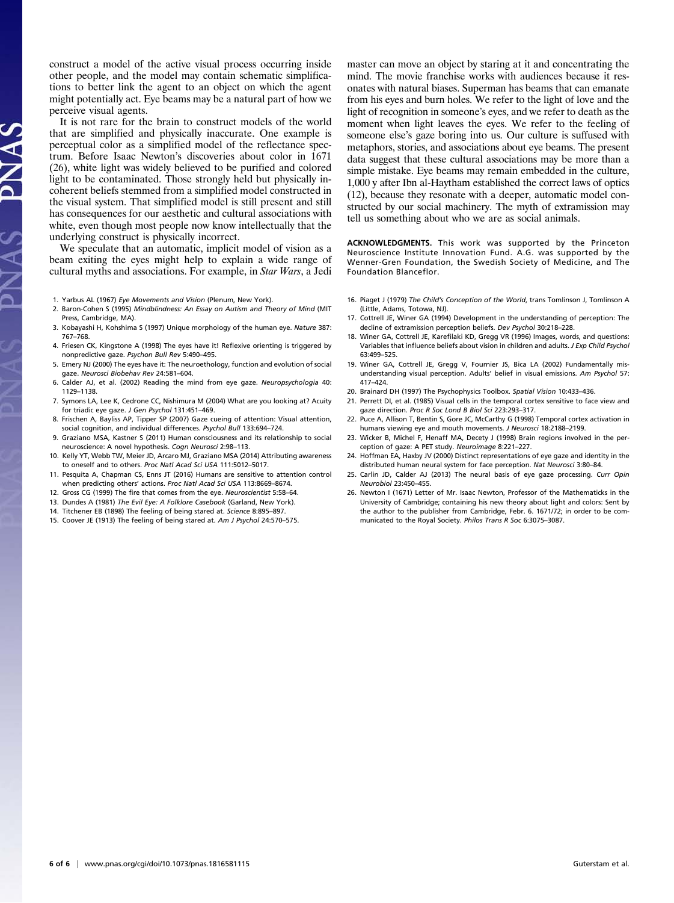construct a model of the active visual process occurring inside other people, and the model may contain schematic simplifications to better link the agent to an object on which the agent might potentially act. Eye beams may be a natural part of how we perceive visual agents.

It is not rare for the brain to construct models of the world that are simplified and physically inaccurate. One example is perceptual color as a simplified model of the reflectance spectrum. Before Isaac Newton's discoveries about color in 1671 (26), white light was widely believed to be purified and colored light to be contaminated. Those strongly held but physically incoherent beliefs stemmed from a simplified model constructed in the visual system. That simplified model is still present and still has consequences for our aesthetic and cultural associations with white, even though most people now know intellectually that the underlying construct is physically incorrect.

We speculate that an automatic, implicit model of vision as a beam exiting the eyes might help to explain a wide range of cultural myths and associations. For example, in *Star Wars*, a Jedi master can move an object by staring at it and concentrating the mind. The movie franchise works with audiences because it resonates with natural biases. Superman has beams that can emanate from his eyes and burn holes. We refer to the light of love and the light of recognition in someone's eyes, and we refer to death as the moment when light leaves the eyes. We refer to the feeling of someone else's gaze boring into us. Our culture is suffused with metaphors, stories, and associations about eye beams. The present data suggest that these cultural associations may be more than a simple mistake. Eye beams may remain embedded in the culture, 1,000 y after Ibn al-Haytham established the correct laws of optics (12), because they resonate with a deeper, automatic model constructed by our social machinery. The myth of extramission may tell us something about who we are as social animals.

**ACKNOWLEDGMENTS.** This work was supported by the Princeton Neuroscience Institute Innovation Fund. A.G. was supported by the Wenner-Gren Foundation, the Swedish Society of Medicine, and The Foundation Blanceflor.

1. Yarbus AL (1967) *Eye Movements and Vision* (Plenum, New York).
2. Baron-Cohen S (1995) *Mindblindness: An Essay on Autism and Theory of Mind* (MIT Press, Cambridge, MA).
3. Kobayashi H, Kohshima S (1997) Unique morphology of the human eye. *Nature* 387: 767–768.
4. Friesen CK, Kingstone A (1998) The eyes have it! Reflexive orienting is triggered by nonpredictive gaze. *Psychon Bull Rev* 5:490–495.
5. Emery NJ (2000) The eyes have it: The neuroethology, function and evolution of social gaze. *Neurosci Biobehav Rev* 24:581–604.
6. Calder AJ, et al. (2002) Reading the mind from eye gaze. *Neuropsychologia* 40: 1129–1138.
7. Symons LA, Lee K, Cedrone CC, Nishimura M (2004) What are you looking at? Acuity for triadic eye gaze. *J Gen Psychol* 131:451–469.
8. Frischen A, Bayliss AP, Tipper SP (2007) Gaze cueing of attention: Visual attention, social cognition, and individual differences. *Psychol Bull* 133:694–724.
9. Graziano MSA, Kastner S (2011) Human consciousness and its relationship to social neuroscience: A novel hypothesis. *Cogn Neurosci* 2:98–113.
10. Kelly YT, Webb TW, Meier JD, Arcaro MJ, Graziano MSA (2014) Attributing awareness to oneself and to others. *Proc Natl Acad Sci USA* 111:5012–5017.
11. Pesquita A, Chapman CS, Enns JT (2016) Humans are sensitive to attention control when predicting others' actions. *Proc Natl Acad Sci USA* 113:8669–8674.
12. Gross CG (1999) The fire that comes from the eye. *Neuroscientist* 5:58–64.
13. Dundes A (1981) *The Evil Eye: A Folklore Casebook* (Garland, New York).
14. Titchener EB (1898) The feeling of being stared at. *Science* 8:895–897.
15. Coover JE (1913) The feeling of being stared at. *Am J Psychol* 24:570–575.
16. Piaget J (1979) *The Child's Conception of the World*, trans Tomlinson J, Tomlinson A (Little, Adams, Totowa, NJ).
17. Cottrell JE, Winer GA (1994) Development in the understanding of perception: The decline of extramission perception beliefs. *Dev Psychol* 30:218–228.
18. Winer GA, Cottrell JE, Karefilaki KD, Gregg VR (1996) Images, words, and questions: Variables that influence beliefs about vision in children and adults. *J Exp Child Psychol* 63:499–525.
19. Winer GA, Cottrell JE, Gregg V, Fournier JS, Bica LA (2002) Fundamentally misunderstanding visual perception. Adults' belief in visual emissions. *Am Psychol* 57: 417–424.
20. Brainard DH (1997) The Psychophysics Toolbox. *Spatial Vision* 10:433–436.
21. Perrett DI, et al. (1985) Visual cells in the temporal cortex sensitive to face view and gaze direction. *Proc R Soc Lond B Biol Sci* 223:293–317.
22. Puce A, Allison T, Bentin S, Gore JC, McCarthy G (1998) Temporal cortex activation in humans viewing eye and mouth movements. *J Neurosci* 18:2188–2199.
23. Wicker B, Michel F, Henaff MA, Decety J (1998) Brain regions involved in the perception of gaze: A PET study. *Neuroimage* 8:221–227.
24. Hoffman EA, Haxby JV (2000) Distinct representations of eye gaze and identity in the distributed human neural system for face perception. *Nat Neurosci* 3:80–84.
25. Carlin JD, Calder AJ (2013) The neural basis of eye gaze processing. *Curr Opin Neurobiol* 23:450–455.
26. Newton I (1671) Letter of Mr. Isaac Newton, Professor of the Mathematicks in the University of Cambridge; containing his new theory about light and colors: Sent by the author to the publisher from Cambridge, Febr. 6. 1671/72; in order to be communicated to the Royal Society. *Philos Trans R Soc* 6:3075–3087.